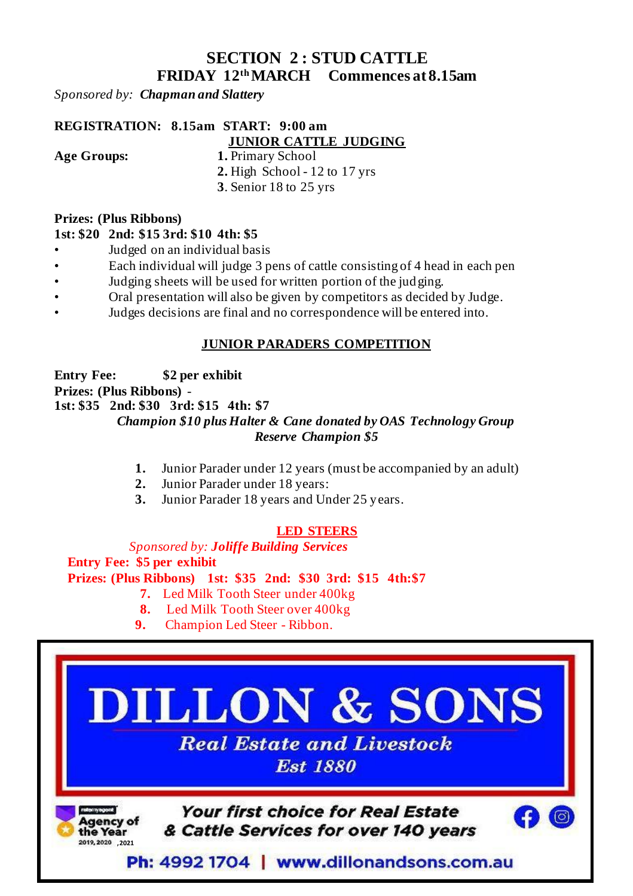## SECTION 2 : STUD CATTLE

### FRIDAY 12th MARCH Commences at 8.15am

*Sponsored by:* ***Chapman and Slattery***

**REGISTRATION: 8.15am START: 9:00 am**

### JUNIOR CATTLE JUDGING

**Age Groups:**

1. Primary School
2. High School - 12 to 17 yrs
3. Senior 18 to 25 yrs

**Prizes: (Plus Ribbons)**

**1st: $20 2nd: $15 3rd: $10 4th: $5**

- Judged on an individual basis
- Each individual will judge 3 pens of cattle consisting of 4 head in each pen
- Judging sheets will be used for written portion of the judging.
- Oral presentation will also be given by competitors as decided by Judge.
- Judges decisions are final and no correspondence will be entered into.

### JUNIOR PARADERS COMPETITION

**Entry Fee: $2 per exhibit**

**Prizes: (Plus Ribbons) -**

**1st: $35 2nd: $30 3rd: $15 4th: $7**

***Champion $10 plus Halter & Cane donated by OAS Technology Group***

***Reserve Champion $5***

1. Junior Parader under 12 years (must be accompanied by an adult)
2. Junior Parader under 18 years:
3. Junior Parader 18 years and Under 25 years.

### LED STEERS

*Sponsored by:* ***Joliffe Building Services***

**Entry Fee: $5 per exhibit**

**Prizes: (Plus Ribbons) 1st: $35 2nd: $30 3rd: $15 4th:$7**

7. Led Milk Tooth Steer under 400kg
8. Led Milk Tooth Steer over 400kg
9. Champion Led Steer - Ribbon.

**DILLON & SONS**

*Real Estate and Livestock*

*Est 1880*

ratemyagent Agency of the Year 2019, 2020, 2021

*Your first choice for Real Estate & Cattle Services for over 140 years*

Ph: 4992 1704 | www.dillonandsons.com.au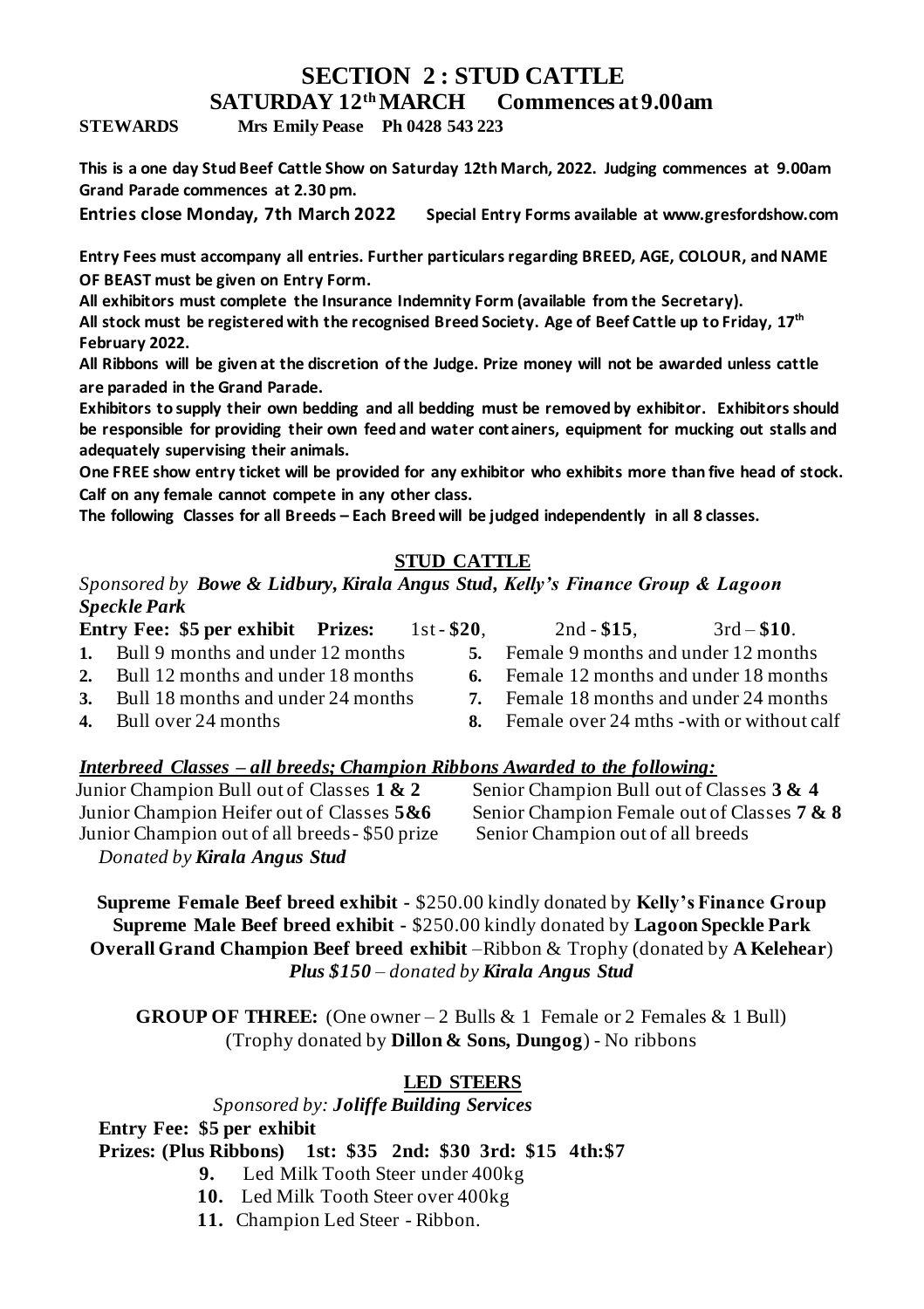# SECTION 2 : STUD CATTLE

## SATURDAY 12th MARCH Commences at 9.00am

**STEWARDS** **Mrs Emily Pease Ph 0428 543 223**

**This is a one day Stud Beef Cattle Show on Saturday 12th March, 2022. Judging commences at 9.00am Grand Parade commences at 2.30 pm.**

**Entries close Monday, 7th March 2022** **Special Entry Forms available at www.gresfordshow.com**

**Entry Fees must accompany all entries. Further particulars regarding BREED, AGE, COLOUR, and NAME OF BEAST must be given on Entry Form.**

**All exhibitors must complete the Insurance Indemnity Form (available from the Secretary).**

**All stock must be registered with the recognised Breed Society. Age of Beef Cattle up to Friday, 17th February 2022.**

**All Ribbons will be given at the discretion of the Judge. Prize money will not be awarded unless cattle are paraded in the Grand Parade.**

**Exhibitors to supply their own bedding and all bedding must be removed by exhibitor. Exhibitors should be responsible for providing their own feed and water containers, equipment for mucking out stalls and adequately supervising their animals.**

**One FREE show entry ticket will be provided for any exhibitor who exhibits more than five head of stock. Calf on any female cannot compete in any other class.**

**The following Classes for all Breeds – Each Breed will be judged independently in all 8 classes.**

### STUD CATTLE

*Sponsored by* ***Bowe & Lidbury, Kirala Angus Stud, Kelly's Finance Group & Lagoon Speckle Park***

**Entry Fee: $5 per exhibit Prizes:** 1st - **$20**, 2nd - **$15**, 3rd – **$10**.

1. Bull 9 months and under 12 months
2. Bull 12 months and under 18 months
3. Bull 18 months and under 24 months
4. Bull over 24 months
5. Female 9 months and under 12 months
6. Female 12 months and under 18 months
7. Female 18 months and under 24 months
8. Female over 24 mths -with or without calf

***Interbreed Classes – all breeds; Champion Ribbons Awarded to the following:***

Junior Champion Bull out of Classes **1 & 2**
Junior Champion Heifer out of Classes **5&6**
Junior Champion out of all breeds - $50 prize
*Donated by* ***Kirala Angus Stud***

Senior Champion Bull out of Classes **3 & 4**
Senior Champion Female out of Classes **7 & 8**
Senior Champion out of all breeds

**Supreme Female Beef breed exhibit** - $250.00 kindly donated by **Kelly's Finance Group**
**Supreme Male Beef breed exhibit** - $250.00 kindly donated by **Lagoon Speckle Park**
**Overall Grand Champion Beef breed exhibit** –Ribbon & Trophy (donated by **A Kelehear**)
***Plus $150** – donated by* ***Kirala Angus Stud***

**GROUP OF THREE:** (One owner – 2 Bulls & 1 Female or 2 Females & 1 Bull)
(Trophy donated by **Dillon & Sons, Dungog**) - No ribbons

### LED STEERS

*Sponsored by:* ***Joliffe Building Services***

**Entry Fee: $5 per exhibit**

**Prizes: (Plus Ribbons) 1st: $35 2nd: $30 3rd: $15 4th:$7**

9. Led Milk Tooth Steer under 400kg
10. Led Milk Tooth Steer over 400kg
11. Champion Led Steer - Ribbon.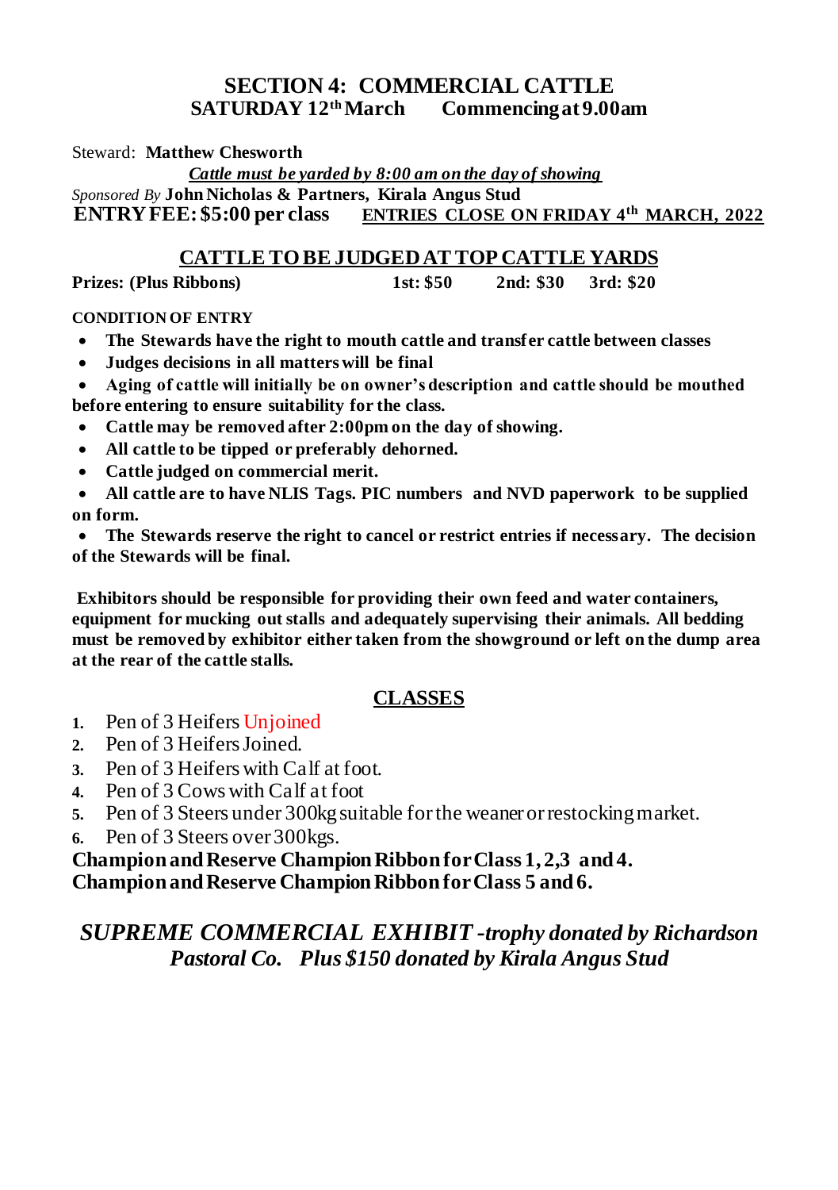# SECTION 4: COMMERCIAL CATTLE

## SATURDAY 12th March Commencing at 9.00am

Steward: **Matthew Chesworth**

***Cattle must be yarded by 8:00 am on the day of showing***

*Sponsored By* **John Nicholas & Partners, Kirala Angus Stud**

**ENTRY FEE: $5:00 per class** **ENTRIES CLOSE ON FRIDAY 4th MARCH, 2022**

## CATTLE TO BE JUDGED AT TOP CATTLE YARDS

**Prizes: (Plus Ribbons)** **1st: $50** **2nd: $30** **3rd: $20**

**CONDITION OF ENTRY**

- **The Stewards have the right to mouth cattle and transfer cattle between classes**
- **Judges decisions in all matters will be final**
- **Aging of cattle will initially be on owner's description and cattle should be mouthed before entering to ensure suitability for the class.**
- **Cattle may be removed after 2:00pm on the day of showing.**
- **All cattle to be tipped or preferably dehorned.**
- **Cattle judged on commercial merit.**
- **All cattle are to have NLIS Tags. PIC numbers and NVD paperwork to be supplied on form.**
- **The Stewards reserve the right to cancel or restrict entries if necessary. The decision of the Stewards will be final.**

**Exhibitors should be responsible for providing their own feed and water containers, equipment for mucking out stalls and adequately supervising their animals. All bedding must be removed by exhibitor either taken from the showground or left on the dump area at the rear of the cattle stalls.**

## CLASSES

1. Pen of 3 Heifers Unjoined
2. Pen of 3 Heifers Joined.
3. Pen of 3 Heifers with Calf at foot.
4. Pen of 3 Cows with Calf at foot
5. Pen of 3 Steers under 300kg suitable for the weaner or restocking market.
6. Pen of 3 Steers over 300kgs.

**Champion and Reserve Champion Ribbon for Class 1, 2,3 and 4.**
**Champion and Reserve Champion Ribbon for Class 5 and 6.**

***SUPREME COMMERCIAL EXHIBIT -trophy donated by Richardson Pastoral Co. Plus $150 donated by Kirala Angus Stud***